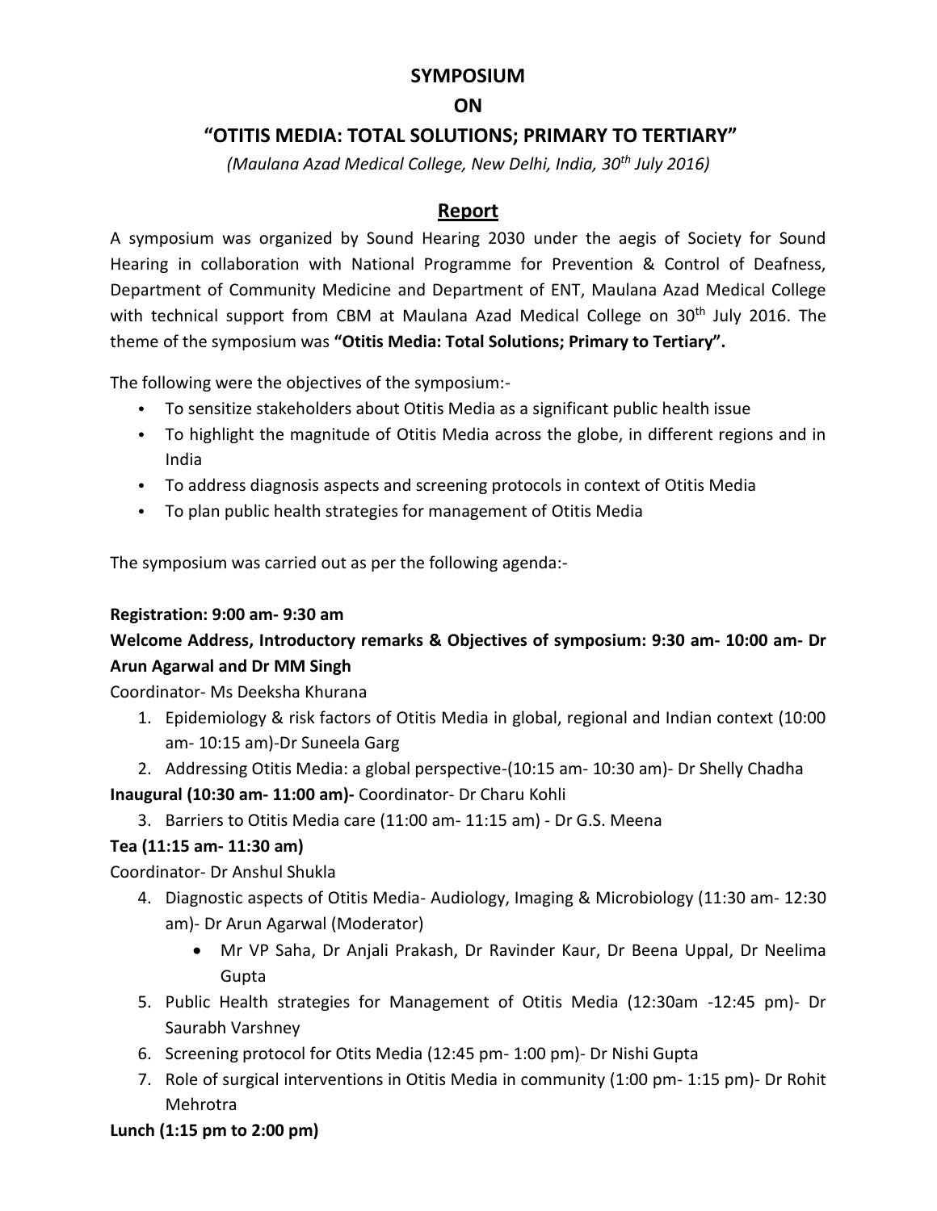# SYMPOSIUM

# ON

# "OTITIS MEDIA: TOTAL SOLUTIONS; PRIMARY TO TERTIARY"

*(Maulana Azad Medical College, New Delhi, India, 30th July 2016)*

## Report

A symposium was organized by Sound Hearing 2030 under the aegis of Society for Sound Hearing in collaboration with National Programme for Prevention & Control of Deafness, Department of Community Medicine and Department of ENT, Maulana Azad Medical College with technical support from CBM at Maulana Azad Medical College on 30th July 2016. The theme of the symposium was **"Otitis Media: Total Solutions; Primary to Tertiary".**

The following were the objectives of the symposium:-

- To sensitize stakeholders about Otitis Media as a significant public health issue
- To highlight the magnitude of Otitis Media across the globe, in different regions and in India
- To address diagnosis aspects and screening protocols in context of Otitis Media
- To plan public health strategies for management of Otitis Media

The symposium was carried out as per the following agenda:-

**Registration: 9:00 am- 9:30 am**

**Welcome Address, Introductory remarks & Objectives of symposium: 9:30 am- 10:00 am- Dr Arun Agarwal and Dr MM Singh**

Coordinator- Ms Deeksha Khurana

1. Epidemiology & risk factors of Otitis Media in global, regional and Indian context (10:00 am- 10:15 am)-Dr Suneela Garg
2. Addressing Otitis Media: a global perspective-(10:15 am- 10:30 am)- Dr Shelly Chadha

**Inaugural (10:30 am- 11:00 am)-** Coordinator- Dr Charu Kohli

3. Barriers to Otitis Media care (11:00 am- 11:15 am) - Dr G.S. Meena

**Tea (11:15 am- 11:30 am)**

Coordinator- Dr Anshul Shukla

4. Diagnostic aspects of Otitis Media- Audiology, Imaging & Microbiology (11:30 am- 12:30 am)- Dr Arun Agarwal (Moderator)
   - Mr VP Saha, Dr Anjali Prakash, Dr Ravinder Kaur, Dr Beena Uppal, Dr Neelima Gupta
5. Public Health strategies for Management of Otitis Media (12:30am -12:45 pm)- Dr Saurabh Varshney
6. Screening protocol for Otits Media (12:45 pm- 1:00 pm)- Dr Nishi Gupta
7. Role of surgical interventions in Otitis Media in community (1:00 pm- 1:15 pm)- Dr Rohit Mehrotra

**Lunch (1:15 pm to 2:00 pm)**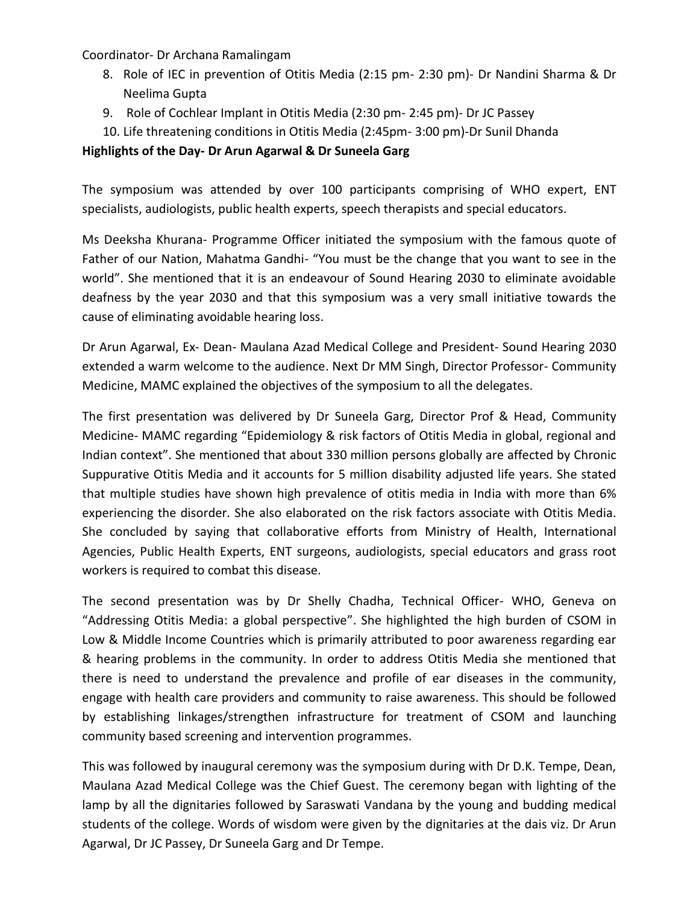Coordinator- Dr Archana Ramalingam

8. Role of IEC in prevention of Otitis Media (2:15 pm- 2:30 pm)- Dr Nandini Sharma & Dr Neelima Gupta
9. Role of Cochlear Implant in Otitis Media (2:30 pm- 2:45 pm)- Dr JC Passey
10. Life threatening conditions in Otitis Media (2:45pm- 3:00 pm)-Dr Sunil Dhanda

**Highlights of the Day- Dr Arun Agarwal & Dr Suneela Garg**

The symposium was attended by over 100 participants comprising of WHO expert, ENT specialists, audiologists, public health experts, speech therapists and special educators.

Ms Deeksha Khurana- Programme Officer initiated the symposium with the famous quote of Father of our Nation, Mahatma Gandhi- "You must be the change that you want to see in the world". She mentioned that it is an endeavour of Sound Hearing 2030 to eliminate avoidable deafness by the year 2030 and that this symposium was a very small initiative towards the cause of eliminating avoidable hearing loss.

Dr Arun Agarwal, Ex- Dean- Maulana Azad Medical College and President- Sound Hearing 2030 extended a warm welcome to the audience. Next Dr MM Singh, Director Professor- Community Medicine, MAMC explained the objectives of the symposium to all the delegates.

The first presentation was delivered by Dr Suneela Garg, Director Prof & Head, Community Medicine- MAMC regarding "Epidemiology & risk factors of Otitis Media in global, regional and Indian context". She mentioned that about 330 million persons globally are affected by Chronic Suppurative Otitis Media and it accounts for 5 million disability adjusted life years. She stated that multiple studies have shown high prevalence of otitis media in India with more than 6% experiencing the disorder. She also elaborated on the risk factors associate with Otitis Media. She concluded by saying that collaborative efforts from Ministry of Health, International Agencies, Public Health Experts, ENT surgeons, audiologists, special educators and grass root workers is required to combat this disease.

The second presentation was by Dr Shelly Chadha, Technical Officer- WHO, Geneva on "Addressing Otitis Media: a global perspective". She highlighted the high burden of CSOM in Low & Middle Income Countries which is primarily attributed to poor awareness regarding ear & hearing problems in the community. In order to address Otitis Media she mentioned that there is need to understand the prevalence and profile of ear diseases in the community, engage with health care providers and community to raise awareness. This should be followed by establishing linkages/strengthen infrastructure for treatment of CSOM and launching community based screening and intervention programmes.

This was followed by inaugural ceremony was the symposium during with Dr D.K. Tempe, Dean, Maulana Azad Medical College was the Chief Guest. The ceremony began with lighting of the lamp by all the dignitaries followed by Saraswati Vandana by the young and budding medical students of the college. Words of wisdom were given by the dignitaries at the dais viz. Dr Arun Agarwal, Dr JC Passey, Dr Suneela Garg and Dr Tempe.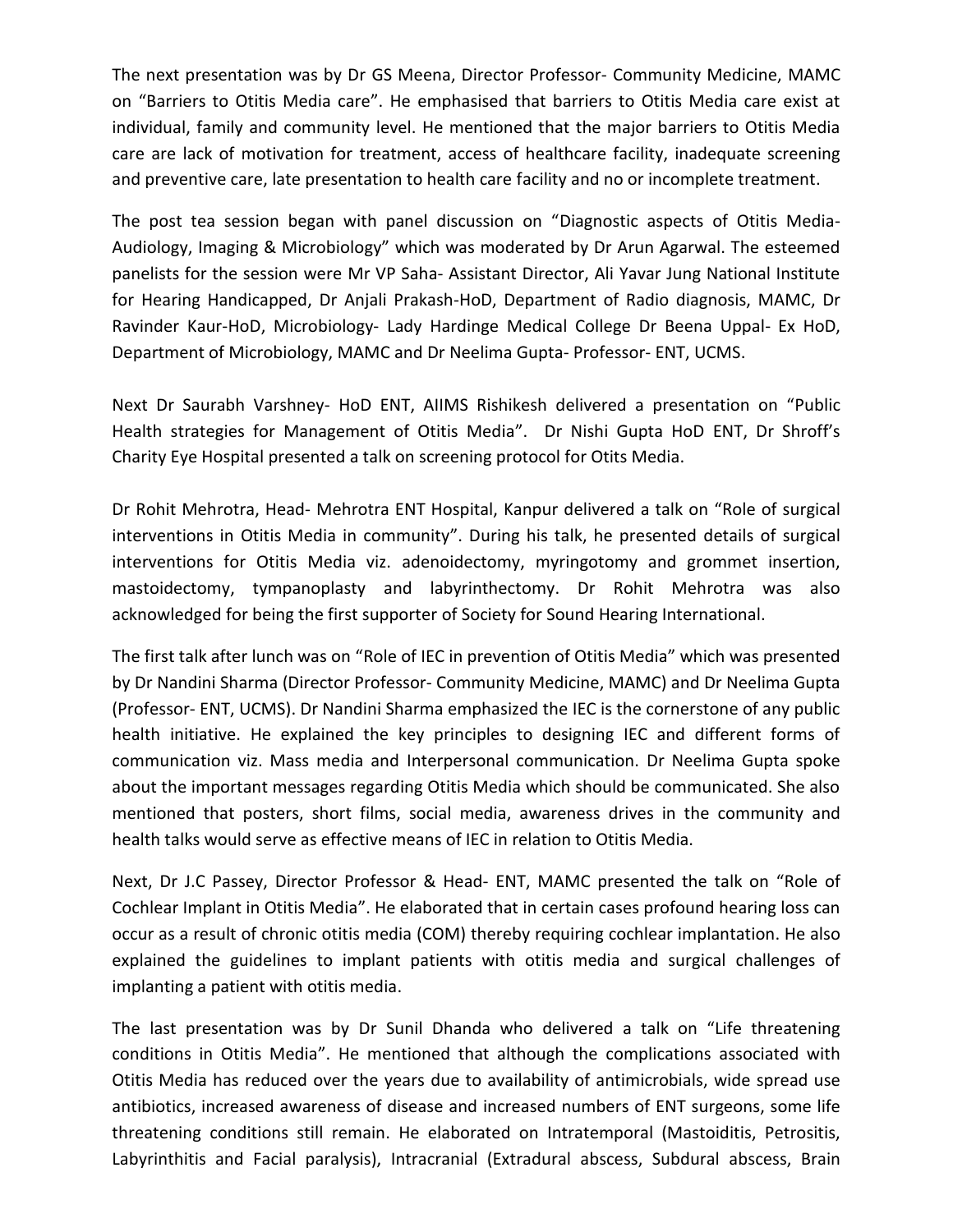The next presentation was by Dr GS Meena, Director Professor- Community Medicine, MAMC on "Barriers to Otitis Media care". He emphasised that barriers to Otitis Media care exist at individual, family and community level. He mentioned that the major barriers to Otitis Media care are lack of motivation for treatment, access of healthcare facility, inadequate screening and preventive care, late presentation to health care facility and no or incomplete treatment.

The post tea session began with panel discussion on "Diagnostic aspects of Otitis Media- Audiology, Imaging & Microbiology" which was moderated by Dr Arun Agarwal. The esteemed panelists for the session were Mr VP Saha- Assistant Director, Ali Yavar Jung National Institute for Hearing Handicapped, Dr Anjali Prakash-HoD, Department of Radio diagnosis, MAMC, Dr Ravinder Kaur-HoD, Microbiology- Lady Hardinge Medical College Dr Beena Uppal- Ex HoD, Department of Microbiology, MAMC and Dr Neelima Gupta- Professor- ENT, UCMS.

Next Dr Saurabh Varshney- HoD ENT, AIIMS Rishikesh delivered a presentation on "Public Health strategies for Management of Otitis Media". Dr Nishi Gupta HoD ENT, Dr Shroff's Charity Eye Hospital presented a talk on screening protocol for Otits Media.

Dr Rohit Mehrotra, Head- Mehrotra ENT Hospital, Kanpur delivered a talk on "Role of surgical interventions in Otitis Media in community". During his talk, he presented details of surgical interventions for Otitis Media viz. adenoidectomy, myringotomy and grommet insertion, mastoidectomy, tympanoplasty and labyrinthectomy. Dr Rohit Mehrotra was also acknowledged for being the first supporter of Society for Sound Hearing International.

The first talk after lunch was on "Role of IEC in prevention of Otitis Media" which was presented by Dr Nandini Sharma (Director Professor- Community Medicine, MAMC) and Dr Neelima Gupta (Professor- ENT, UCMS). Dr Nandini Sharma emphasized the IEC is the cornerstone of any public health initiative. He explained the key principles to designing IEC and different forms of communication viz. Mass media and Interpersonal communication. Dr Neelima Gupta spoke about the important messages regarding Otitis Media which should be communicated. She also mentioned that posters, short films, social media, awareness drives in the community and health talks would serve as effective means of IEC in relation to Otitis Media.

Next, Dr J.C Passey, Director Professor & Head- ENT, MAMC presented the talk on "Role of Cochlear Implant in Otitis Media". He elaborated that in certain cases profound hearing loss can occur as a result of chronic otitis media (COM) thereby requiring cochlear implantation. He also explained the guidelines to implant patients with otitis media and surgical challenges of implanting a patient with otitis media.

The last presentation was by Dr Sunil Dhanda who delivered a talk on "Life threatening conditions in Otitis Media". He mentioned that although the complications associated with Otitis Media has reduced over the years due to availability of antimicrobials, wide spread use antibiotics, increased awareness of disease and increased numbers of ENT surgeons, some life threatening conditions still remain. He elaborated on Intratemporal (Mastoiditis, Petrositis, Labyrinthitis and Facial paralysis), Intracranial (Extradural abscess, Subdural abscess, Brain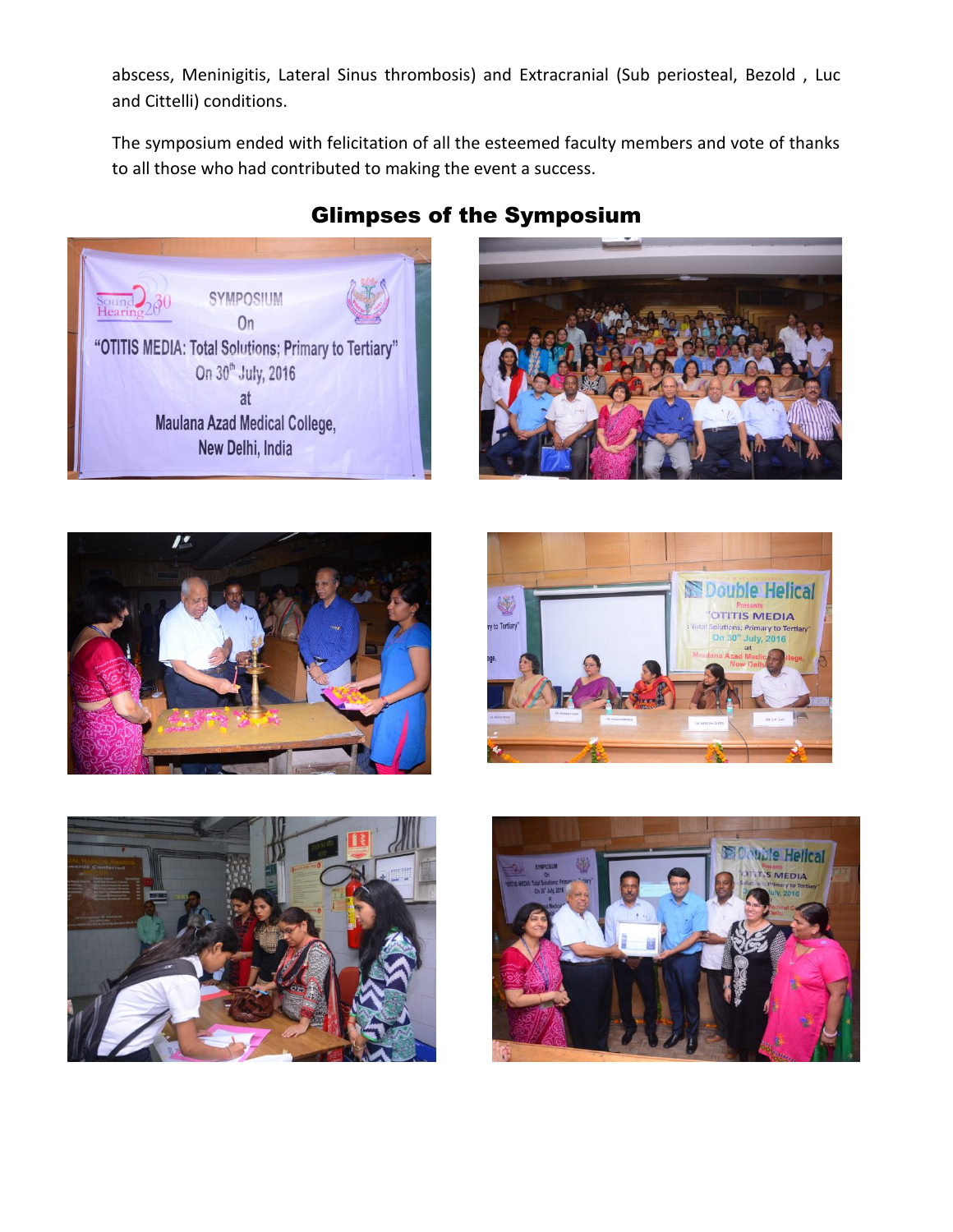abscess, Meninigitis, Lateral Sinus thrombosis) and Extracranial (Sub periosteal, Bezold , Luc and Cittelli) conditions.

The symposium ended with felicitation of all the esteemed faculty members and vote of thanks to all those who had contributed to making the event a success.

## Glimpses of the Symposium